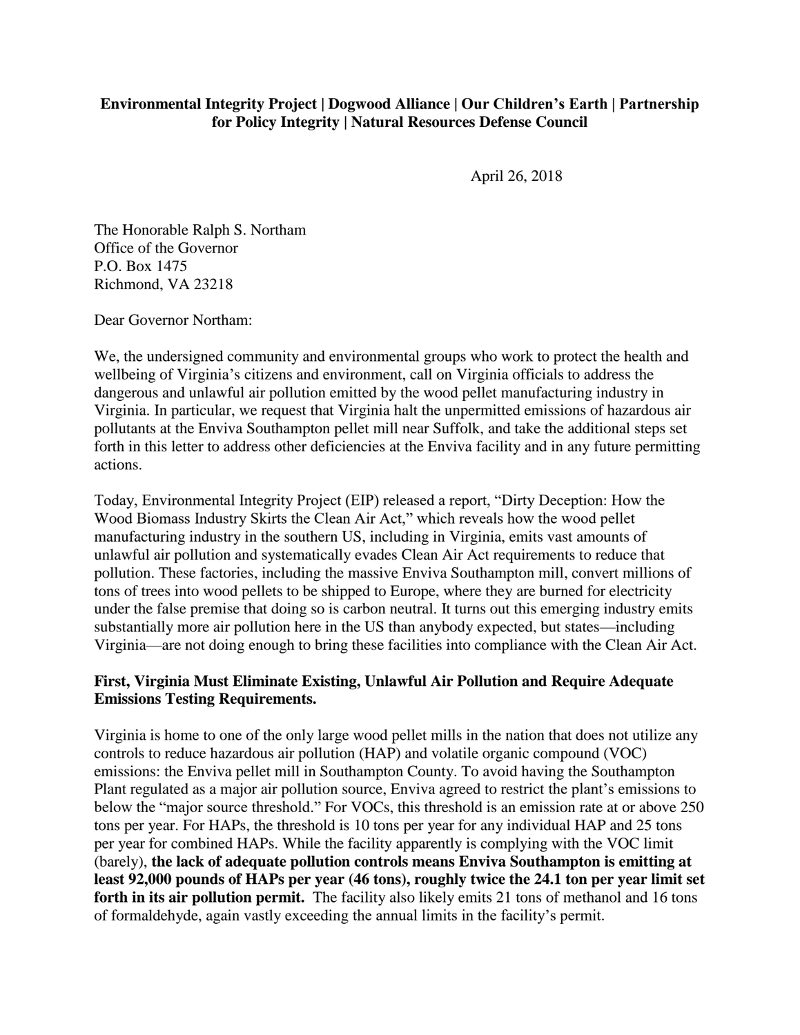**Environmental Integrity Project | Dogwood Alliance | Our Children's Earth | Partnership for Policy Integrity | Natural Resources Defense Council**

April 26, 2018

The Honorable Ralph S. Northam
Office of the Governor
P.O. Box 1475
Richmond, VA 23218

Dear Governor Northam:

We, the undersigned community and environmental groups who work to protect the health and wellbeing of Virginia's citizens and environment, call on Virginia officials to address the dangerous and unlawful air pollution emitted by the wood pellet manufacturing industry in Virginia. In particular, we request that Virginia halt the unpermitted emissions of hazardous air pollutants at the Enviva Southampton pellet mill near Suffolk, and take the additional steps set forth in this letter to address other deficiencies at the Enviva facility and in any future permitting actions.

Today, Environmental Integrity Project (EIP) released a report, "Dirty Deception: How the Wood Biomass Industry Skirts the Clean Air Act," which reveals how the wood pellet manufacturing industry in the southern US, including in Virginia, emits vast amounts of unlawful air pollution and systematically evades Clean Air Act requirements to reduce that pollution. These factories, including the massive Enviva Southampton mill, convert millions of tons of trees into wood pellets to be shipped to Europe, where they are burned for electricity under the false premise that doing so is carbon neutral. It turns out this emerging industry emits substantially more air pollution here in the US than anybody expected, but states—including Virginia—are not doing enough to bring these facilities into compliance with the Clean Air Act.

**First, Virginia Must Eliminate Existing, Unlawful Air Pollution and Require Adequate Emissions Testing Requirements.**

Virginia is home to one of the only large wood pellet mills in the nation that does not utilize any controls to reduce hazardous air pollution (HAP) and volatile organic compound (VOC) emissions: the Enviva pellet mill in Southampton County. To avoid having the Southampton Plant regulated as a major air pollution source, Enviva agreed to restrict the plant's emissions to below the "major source threshold." For VOCs, this threshold is an emission rate at or above 250 tons per year. For HAPs, the threshold is 10 tons per year for any individual HAP and 25 tons per year for combined HAPs. While the facility apparently is complying with the VOC limit (barely), **the lack of adequate pollution controls means Enviva Southampton is emitting at least 92,000 pounds of HAPs per year (46 tons), roughly twice the 24.1 ton per year limit set forth in its air pollution permit.** The facility also likely emits 21 tons of methanol and 16 tons of formaldehyde, again vastly exceeding the annual limits in the facility's permit.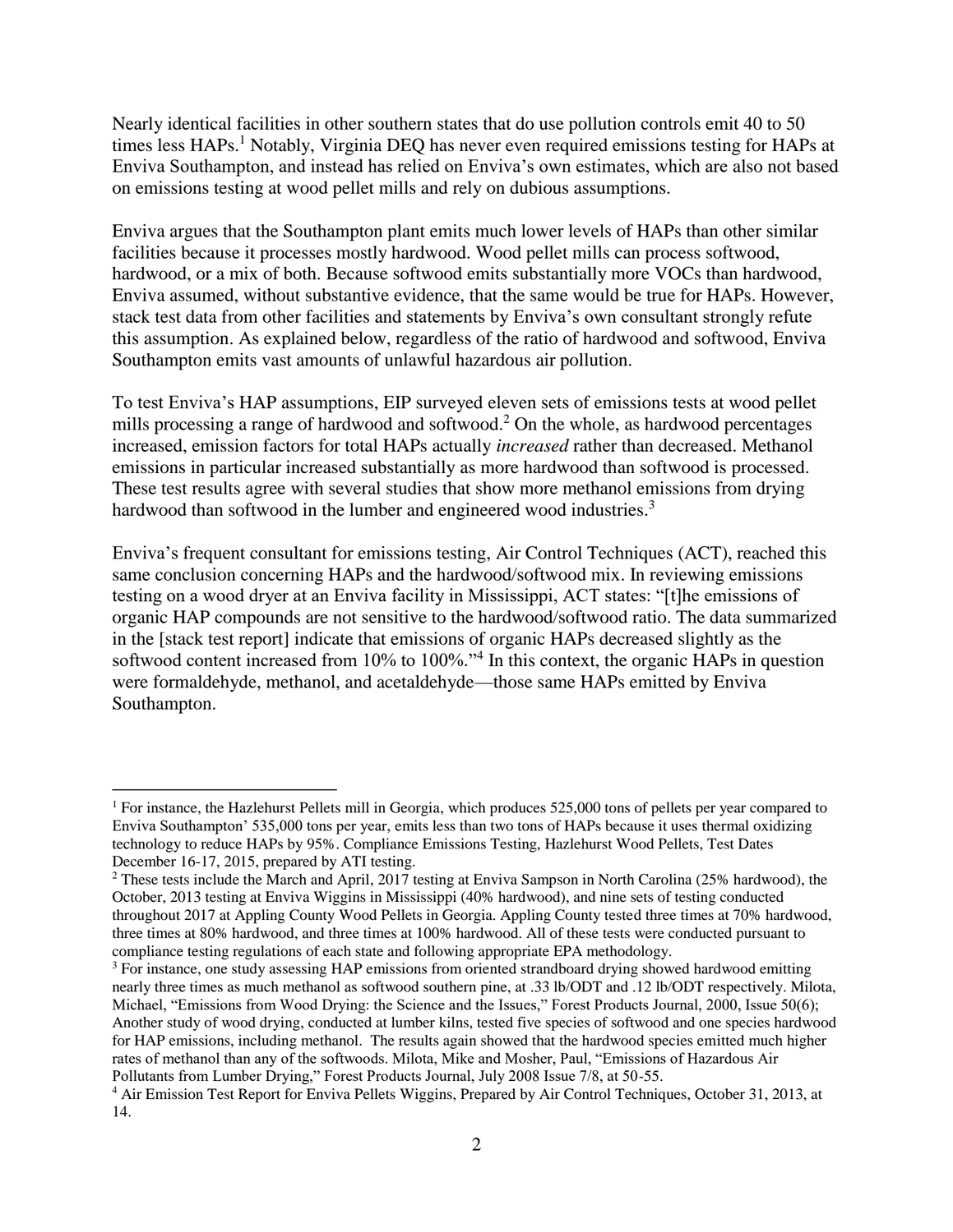Nearly identical facilities in other southern states that do use pollution controls emit 40 to 50 times less HAPs.[1] Notably, Virginia DEQ has never even required emissions testing for HAPs at Enviva Southampton, and instead has relied on Enviva's own estimates, which are also not based on emissions testing at wood pellet mills and rely on dubious assumptions.

Enviva argues that the Southampton plant emits much lower levels of HAPs than other similar facilities because it processes mostly hardwood. Wood pellet mills can process softwood, hardwood, or a mix of both. Because softwood emits substantially more VOCs than hardwood, Enviva assumed, without substantive evidence, that the same would be true for HAPs. However, stack test data from other facilities and statements by Enviva's own consultant strongly refute this assumption. As explained below, regardless of the ratio of hardwood and softwood, Enviva Southampton emits vast amounts of unlawful hazardous air pollution.

To test Enviva's HAP assumptions, EIP surveyed eleven sets of emissions tests at wood pellet mills processing a range of hardwood and softwood.[2] On the whole, as hardwood percentages increased, emission factors for total HAPs actually *increased* rather than decreased. Methanol emissions in particular increased substantially as more hardwood than softwood is processed. These test results agree with several studies that show more methanol emissions from drying hardwood than softwood in the lumber and engineered wood industries.[3]

Enviva's frequent consultant for emissions testing, Air Control Techniques (ACT), reached this same conclusion concerning HAPs and the hardwood/softwood mix. In reviewing emissions testing on a wood dryer at an Enviva facility in Mississippi, ACT states: "[t]he emissions of organic HAP compounds are not sensitive to the hardwood/softwood ratio. The data summarized in the [stack test report] indicate that emissions of organic HAPs decreased slightly as the softwood content increased from 10% to 100%."[4] In this context, the organic HAPs in question were formaldehyde, methanol, and acetaldehyde—those same HAPs emitted by Enviva Southampton.

---

[1] For instance, the Hazlehurst Pellets mill in Georgia, which produces 525,000 tons of pellets per year compared to Enviva Southampton' 535,000 tons per year, emits less than two tons of HAPs because it uses thermal oxidizing technology to reduce HAPs by 95%. Compliance Emissions Testing, Hazlehurst Wood Pellets, Test Dates December 16-17, 2015, prepared by ATI testing.

[2] These tests include the March and April, 2017 testing at Enviva Sampson in North Carolina (25% hardwood), the October, 2013 testing at Enviva Wiggins in Mississippi (40% hardwood), and nine sets of testing conducted throughout 2017 at Appling County Wood Pellets in Georgia. Appling County tested three times at 70% hardwood, three times at 80% hardwood, and three times at 100% hardwood. All of these tests were conducted pursuant to compliance testing regulations of each state and following appropriate EPA methodology.

[3] For instance, one study assessing HAP emissions from oriented strandboard drying showed hardwood emitting nearly three times as much methanol as softwood southern pine, at .33 lb/ODT and .12 lb/ODT respectively. Milota, Michael, "Emissions from Wood Drying: the Science and the Issues," Forest Products Journal, 2000, Issue 50(6); Another study of wood drying, conducted at lumber kilns, tested five species of softwood and one species hardwood for HAP emissions, including methanol. The results again showed that the hardwood species emitted much higher rates of methanol than any of the softwoods. Milota, Mike and Mosher, Paul, "Emissions of Hazardous Air Pollutants from Lumber Drying," Forest Products Journal, July 2008 Issue 7/8, at 50-55.

[4] Air Emission Test Report for Enviva Pellets Wiggins, Prepared by Air Control Techniques, October 31, 2013, at 14.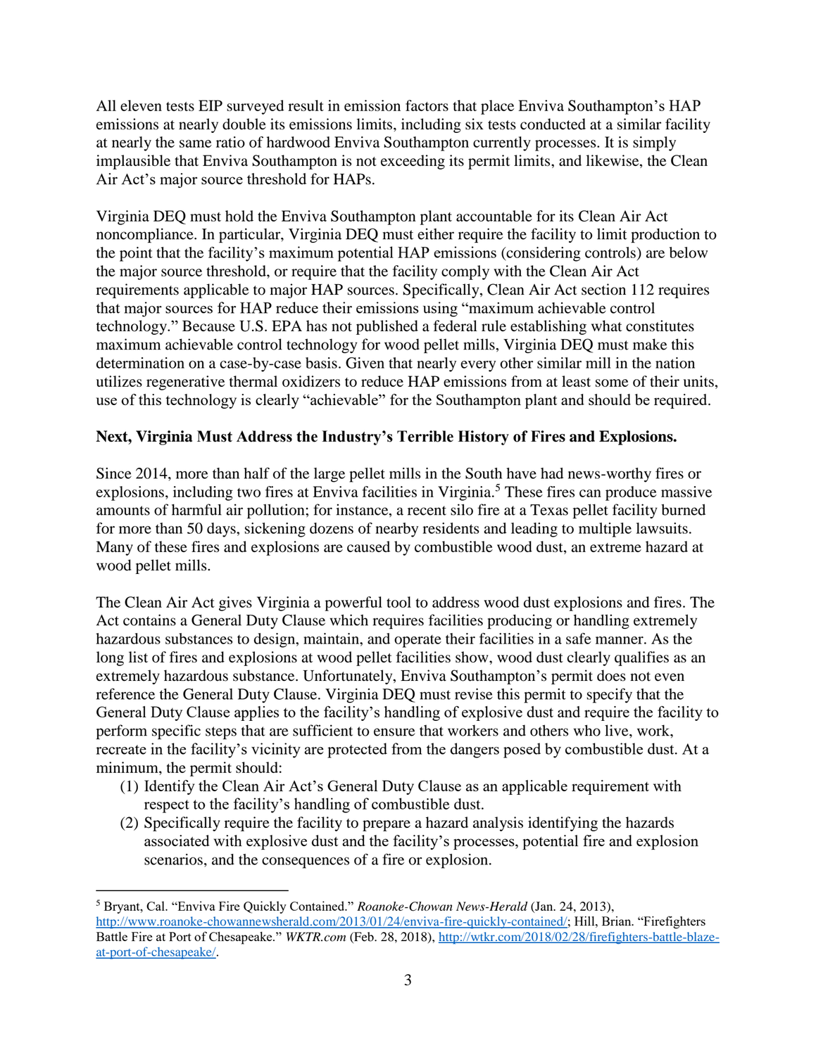All eleven tests EIP surveyed result in emission factors that place Enviva Southampton's HAP emissions at nearly double its emissions limits, including six tests conducted at a similar facility at nearly the same ratio of hardwood Enviva Southampton currently processes. It is simply implausible that Enviva Southampton is not exceeding its permit limits, and likewise, the Clean Air Act's major source threshold for HAPs.

Virginia DEQ must hold the Enviva Southampton plant accountable for its Clean Air Act noncompliance. In particular, Virginia DEQ must either require the facility to limit production to the point that the facility's maximum potential HAP emissions (considering controls) are below the major source threshold, or require that the facility comply with the Clean Air Act requirements applicable to major HAP sources. Specifically, Clean Air Act section 112 requires that major sources for HAP reduce their emissions using "maximum achievable control technology." Because U.S. EPA has not published a federal rule establishing what constitutes maximum achievable control technology for wood pellet mills, Virginia DEQ must make this determination on a case-by-case basis. Given that nearly every other similar mill in the nation utilizes regenerative thermal oxidizers to reduce HAP emissions from at least some of their units, use of this technology is clearly "achievable" for the Southampton plant and should be required.

**Next, Virginia Must Address the Industry's Terrible History of Fires and Explosions.**

Since 2014, more than half of the large pellet mills in the South have had news-worthy fires or explosions, including two fires at Enviva facilities in Virginia.[5] These fires can produce massive amounts of harmful air pollution; for instance, a recent silo fire at a Texas pellet facility burned for more than 50 days, sickening dozens of nearby residents and leading to multiple lawsuits. Many of these fires and explosions are caused by combustible wood dust, an extreme hazard at wood pellet mills.

The Clean Air Act gives Virginia a powerful tool to address wood dust explosions and fires. The Act contains a General Duty Clause which requires facilities producing or handling extremely hazardous substances to design, maintain, and operate their facilities in a safe manner. As the long list of fires and explosions at wood pellet facilities show, wood dust clearly qualifies as an extremely hazardous substance. Unfortunately, Enviva Southampton's permit does not even reference the General Duty Clause. Virginia DEQ must revise this permit to specify that the General Duty Clause applies to the facility's handling of explosive dust and require the facility to perform specific steps that are sufficient to ensure that workers and others who live, work, recreate in the facility's vicinity are protected from the dangers posed by combustible dust. At a minimum, the permit should:

1. Identify the Clean Air Act's General Duty Clause as an applicable requirement with respect to the facility's handling of combustible dust.
2. Specifically require the facility to prepare a hazard analysis identifying the hazards associated with explosive dust and the facility's processes, potential fire and explosion scenarios, and the consequences of a fire or explosion.

---

[5] Bryant, Cal. "Enviva Fire Quickly Contained." *Roanoke-Chowan News-Herald* (Jan. 24, 2013), http://www.roanoke-chowannewsherald.com/2013/01/24/enviva-fire-quickly-contained/; Hill, Brian. "Firefighters Battle Fire at Port of Chesapeake." *WKTR.com* (Feb. 28, 2018), http://wtkr.com/2018/02/28/firefighters-battle-blaze-at-port-of-chesapeake/.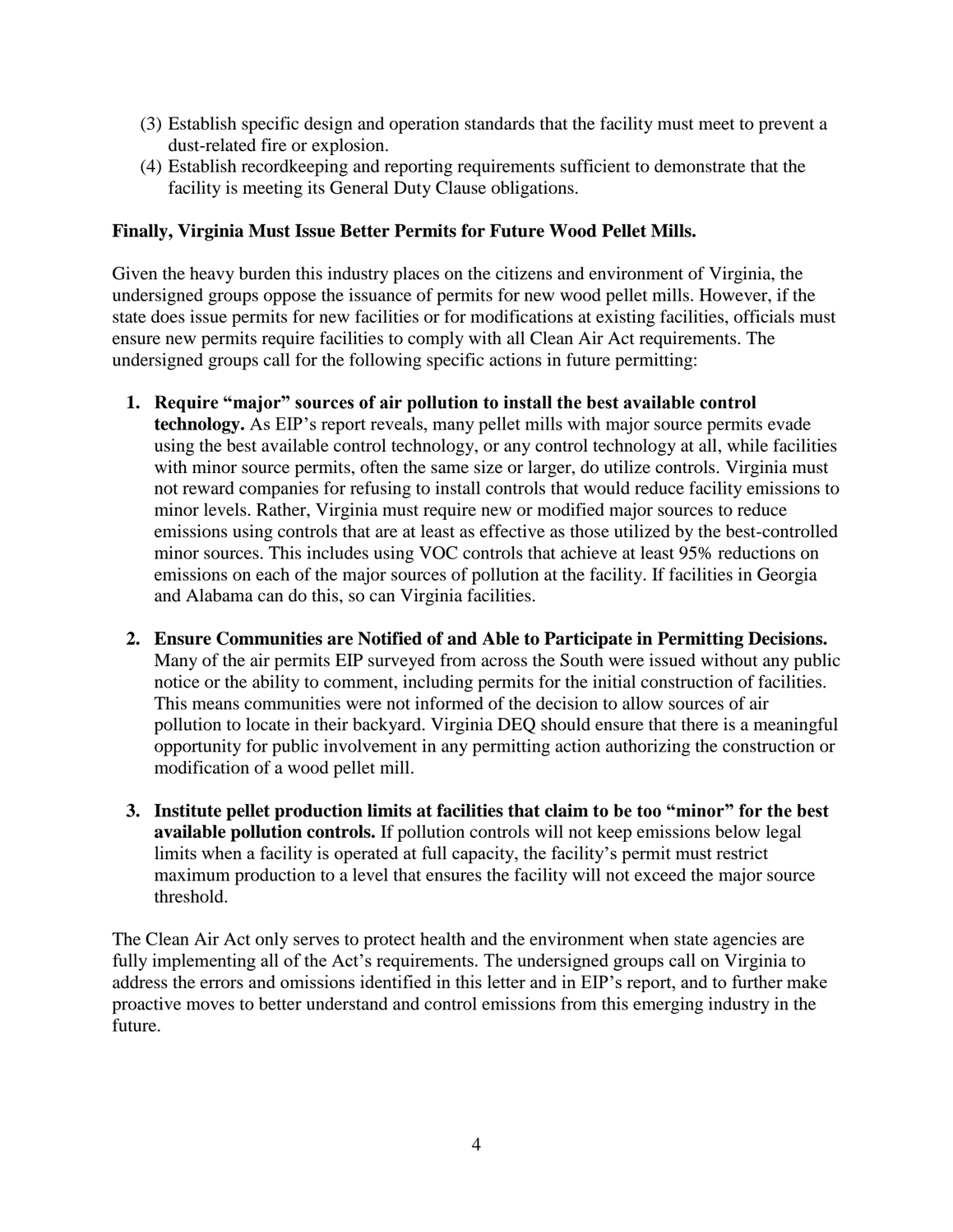(3) Establish specific design and operation standards that the facility must meet to prevent a dust-related fire or explosion.
(4) Establish recordkeeping and reporting requirements sufficient to demonstrate that the facility is meeting its General Duty Clause obligations.

**Finally, Virginia Must Issue Better Permits for Future Wood Pellet Mills.**

Given the heavy burden this industry places on the citizens and environment of Virginia, the undersigned groups oppose the issuance of permits for new wood pellet mills. However, if the state does issue permits for new facilities or for modifications at existing facilities, officials must ensure new permits require facilities to comply with all Clean Air Act requirements. The undersigned groups call for the following specific actions in future permitting:

1. **Require "major" sources of air pollution to install the best available control technology.** As EIP's report reveals, many pellet mills with major source permits evade using the best available control technology, or any control technology at all, while facilities with minor source permits, often the same size or larger, do utilize controls. Virginia must not reward companies for refusing to install controls that would reduce facility emissions to minor levels. Rather, Virginia must require new or modified major sources to reduce emissions using controls that are at least as effective as those utilized by the best-controlled minor sources. This includes using VOC controls that achieve at least 95% reductions on emissions on each of the major sources of pollution at the facility. If facilities in Georgia and Alabama can do this, so can Virginia facilities.

2. **Ensure Communities are Notified of and Able to Participate in Permitting Decisions.** Many of the air permits EIP surveyed from across the South were issued without any public notice or the ability to comment, including permits for the initial construction of facilities. This means communities were not informed of the decision to allow sources of air pollution to locate in their backyard. Virginia DEQ should ensure that there is a meaningful opportunity for public involvement in any permitting action authorizing the construction or modification of a wood pellet mill.

3. **Institute pellet production limits at facilities that claim to be too "minor" for the best available pollution controls.** If pollution controls will not keep emissions below legal limits when a facility is operated at full capacity, the facility's permit must restrict maximum production to a level that ensures the facility will not exceed the major source threshold.

The Clean Air Act only serves to protect health and the environment when state agencies are fully implementing all of the Act's requirements. The undersigned groups call on Virginia to address the errors and omissions identified in this letter and in EIP's report, and to further make proactive moves to better understand and control emissions from this emerging industry in the future.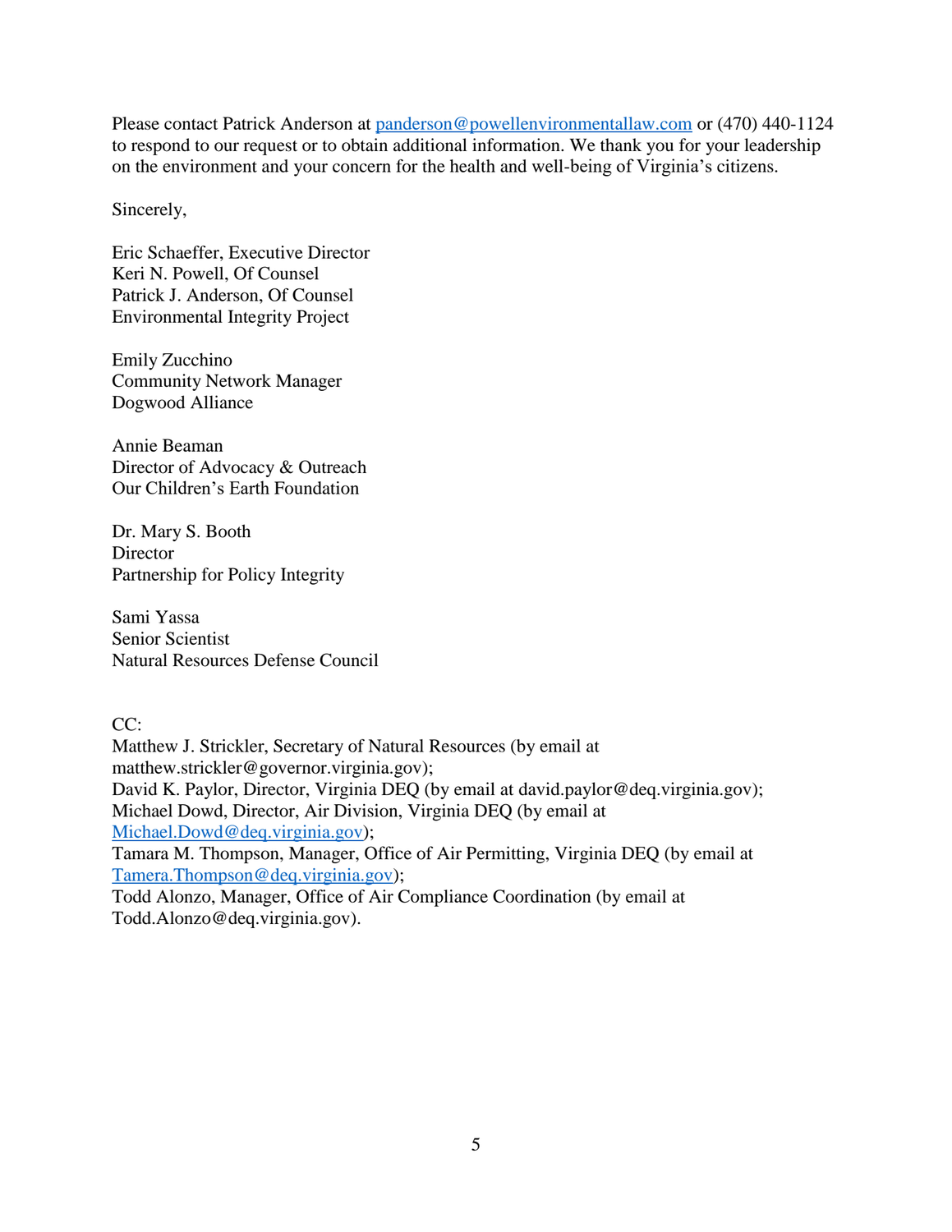Please contact Patrick Anderson at panderson@powellenvironmentallaw.com or (470) 440-1124 to respond to our request or to obtain additional information. We thank you for your leadership on the environment and your concern for the health and well-being of Virginia's citizens.

Sincerely,

Eric Schaeffer, Executive Director
Keri N. Powell, Of Counsel
Patrick J. Anderson, Of Counsel
Environmental Integrity Project

Emily Zucchino
Community Network Manager
Dogwood Alliance

Annie Beaman
Director of Advocacy & Outreach
Our Children's Earth Foundation

Dr. Mary S. Booth
Director
Partnership for Policy Integrity

Sami Yassa
Senior Scientist
Natural Resources Defense Council

CC:
Matthew J. Strickler, Secretary of Natural Resources (by email at matthew.strickler@governor.virginia.gov);
David K. Paylor, Director, Virginia DEQ (by email at david.paylor@deq.virginia.gov);
Michael Dowd, Director, Air Division, Virginia DEQ (by email at Michael.Dowd@deq.virginia.gov);
Tamara M. Thompson, Manager, Office of Air Permitting, Virginia DEQ (by email at Tamera.Thompson@deq.virginia.gov);
Todd Alonzo, Manager, Office of Air Compliance Coordination (by email at Todd.Alonzo@deq.virginia.gov).